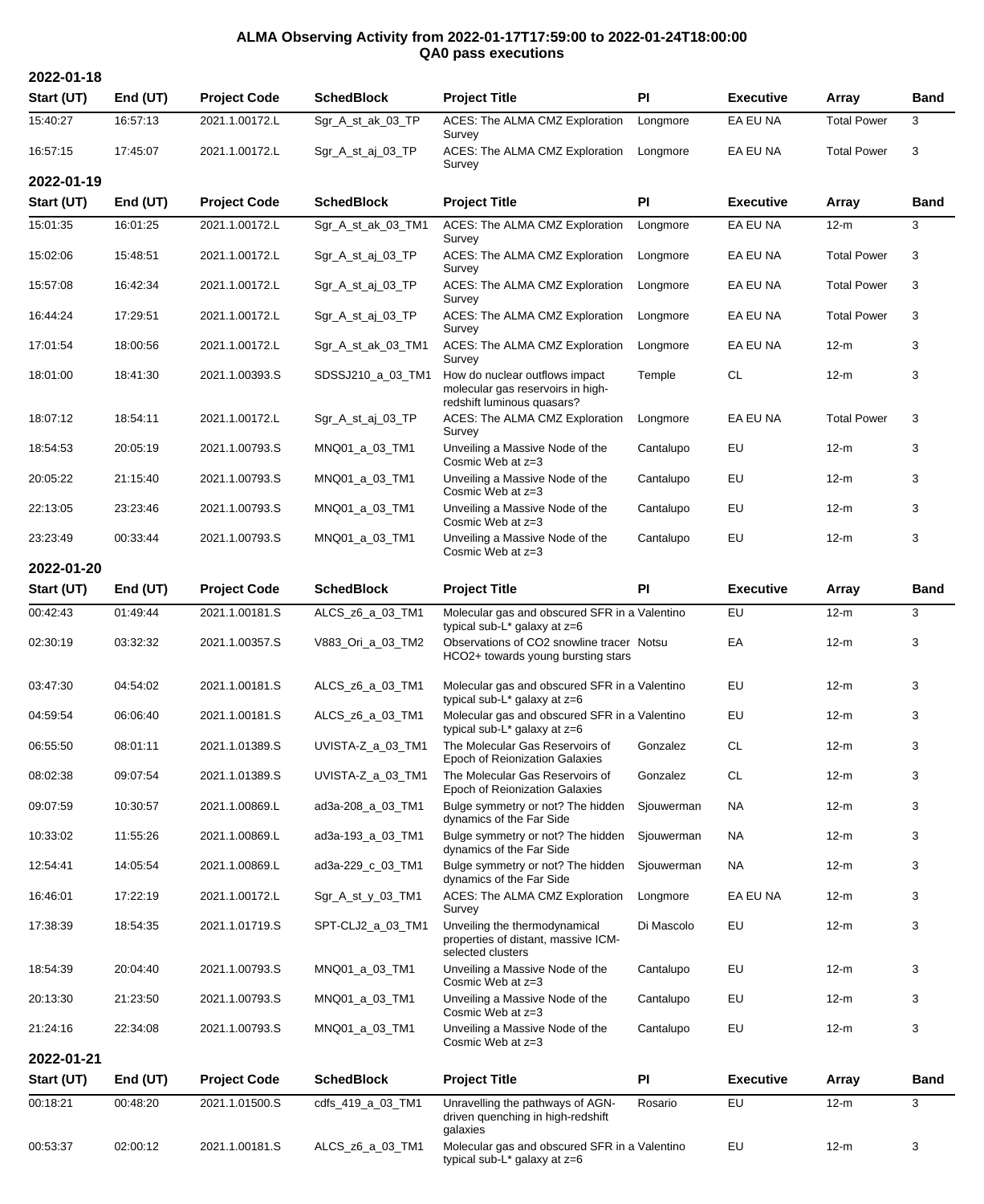# ALMA Observing Activity from 2022-01-17T17:59:00 to 2022-01-24T18:00:00
## QA0 pass executions

### 2022-01-18

| Start (UT) | End (UT) | Project Code | SchedBlock | Project Title | PI | Executive | Array | Band |
|---|---|---|---|---|---|---|---|---|
| 15:40:27 | 16:57:13 | 2021.1.00172.L | Sgr_A_st_ak_03_TP | ACES: The ALMA CMZ Exploration Survey | Longmore | EA EU NA | Total Power | 3 |
| 16:57:15 | 17:45:07 | 2021.1.00172.L | Sgr_A_st_aj_03_TP | ACES: The ALMA CMZ Exploration Survey | Longmore | EA EU NA | Total Power | 3 |

### 2022-01-19

| Start (UT) | End (UT) | Project Code | SchedBlock | Project Title | PI | Executive | Array | Band |
|---|---|---|---|---|---|---|---|---|
| 15:01:35 | 16:01:25 | 2021.1.00172.L | Sgr_A_st_ak_03_TM1 | ACES: The ALMA CMZ Exploration Survey | Longmore | EA EU NA | 12-m | 3 |
| 15:02:06 | 15:48:51 | 2021.1.00172.L | Sgr_A_st_aj_03_TP | ACES: The ALMA CMZ Exploration Survey | Longmore | EA EU NA | Total Power | 3 |
| 15:57:08 | 16:42:34 | 2021.1.00172.L | Sgr_A_st_aj_03_TP | ACES: The ALMA CMZ Exploration Survey | Longmore | EA EU NA | Total Power | 3 |
| 16:44:24 | 17:29:51 | 2021.1.00172.L | Sgr_A_st_aj_03_TP | ACES: The ALMA CMZ Exploration Survey | Longmore | EA EU NA | Total Power | 3 |
| 17:01:54 | 18:00:56 | 2021.1.00172.L | Sgr_A_st_ak_03_TM1 | ACES: The ALMA CMZ Exploration Survey | Longmore | EA EU NA | 12-m | 3 |
| 18:01:00 | 18:41:30 | 2021.1.00393.S | SDSSJ210_a_03_TM1 | How do nuclear outflows impact molecular gas reservoirs in high-redshift luminous quasars? | Temple | CL | 12-m | 3 |
| 18:07:12 | 18:54:11 | 2021.1.00172.L | Sgr_A_st_aj_03_TP | ACES: The ALMA CMZ Exploration Survey | Longmore | EA EU NA | Total Power | 3 |
| 18:54:53 | 20:05:19 | 2021.1.00793.S | MNQ01_a_03_TM1 | Unveiling a Massive Node of the Cosmic Web at z=3 | Cantalupo | EU | 12-m | 3 |
| 20:05:22 | 21:15:40 | 2021.1.00793.S | MNQ01_a_03_TM1 | Unveiling a Massive Node of the Cosmic Web at z=3 | Cantalupo | EU | 12-m | 3 |
| 22:13:05 | 23:23:46 | 2021.1.00793.S | MNQ01_a_03_TM1 | Unveiling a Massive Node of the Cosmic Web at z=3 | Cantalupo | EU | 12-m | 3 |
| 23:23:49 | 00:33:44 | 2021.1.00793.S | MNQ01_a_03_TM1 | Unveiling a Massive Node of the Cosmic Web at z=3 | Cantalupo | EU | 12-m | 3 |

### 2022-01-20

| Start (UT) | End (UT) | Project Code | SchedBlock | Project Title | PI | Executive | Array | Band |
|---|---|---|---|---|---|---|---|---|
| 00:42:43 | 01:49:44 | 2021.1.00181.S | ALCS_z6_a_03_TM1 | Molecular gas and obscured SFR in a typical sub-L* galaxy at z=6 | Valentino | EU | 12-m | 3 |
| 02:30:19 | 03:32:32 | 2021.1.00357.S | V883_Ori_a_03_TM2 | Observations of CO2 snowline tracer HCO2+ towards young bursting stars | Notsu | EA | 12-m | 3 |
| 03:47:30 | 04:54:02 | 2021.1.00181.S | ALCS_z6_a_03_TM1 | Molecular gas and obscured SFR in a typical sub-L* galaxy at z=6 | Valentino | EU | 12-m | 3 |
| 04:59:54 | 06:06:40 | 2021.1.00181.S | ALCS_z6_a_03_TM1 | Molecular gas and obscured SFR in a typical sub-L* galaxy at z=6 | Valentino | EU | 12-m | 3 |
| 06:55:50 | 08:01:11 | 2021.1.01389.S | UVISTA-Z_a_03_TM1 | The Molecular Gas Reservoirs of Epoch of Reionization Galaxies | Gonzalez | CL | 12-m | 3 |
| 08:02:38 | 09:07:54 | 2021.1.01389.S | UVISTA-Z_a_03_TM1 | The Molecular Gas Reservoirs of Epoch of Reionization Galaxies | Gonzalez | CL | 12-m | 3 |
| 09:07:59 | 10:30:57 | 2021.1.00869.L | ad3a-208_a_03_TM1 | Bulge symmetry or not? The hidden dynamics of the Far Side | Sjouwerman | NA | 12-m | 3 |
| 10:33:02 | 11:55:26 | 2021.1.00869.L | ad3a-193_a_03_TM1 | Bulge symmetry or not? The hidden dynamics of the Far Side | Sjouwerman | NA | 12-m | 3 |
| 12:54:41 | 14:05:54 | 2021.1.00869.L | ad3a-229_c_03_TM1 | Bulge symmetry or not? The hidden dynamics of the Far Side | Sjouwerman | NA | 12-m | 3 |
| 16:46:01 | 17:22:19 | 2021.1.00172.L | Sgr_A_st_y_03_TM1 | ACES: The ALMA CMZ Exploration Survey | Longmore | EA EU NA | 12-m | 3 |
| 17:38:39 | 18:54:35 | 2021.1.01719.S | SPT-CLJ2_a_03_TM1 | Unveiling the thermodynamical properties of distant, massive ICM-selected clusters | Di Mascolo | EU | 12-m | 3 |
| 18:54:39 | 20:04:40 | 2021.1.00793.S | MNQ01_a_03_TM1 | Unveiling a Massive Node of the Cosmic Web at z=3 | Cantalupo | EU | 12-m | 3 |
| 20:13:30 | 21:23:50 | 2021.1.00793.S | MNQ01_a_03_TM1 | Unveiling a Massive Node of the Cosmic Web at z=3 | Cantalupo | EU | 12-m | 3 |
| 21:24:16 | 22:34:08 | 2021.1.00793.S | MNQ01_a_03_TM1 | Unveiling a Massive Node of the Cosmic Web at z=3 | Cantalupo | EU | 12-m | 3 |

### 2022-01-21

| Start (UT) | End (UT) | Project Code | SchedBlock | Project Title | PI | Executive | Array | Band |
|---|---|---|---|---|---|---|---|---|
| 00:18:21 | 00:48:20 | 2021.1.01500.S | cdfs_419_a_03_TM1 | Unravelling the pathways of AGN-driven quenching in high-redshift galaxies | Rosario | EU | 12-m | 3 |
| 00:53:37 | 02:00:12 | 2021.1.00181.S | ALCS_z6_a_03_TM1 | Molecular gas and obscured SFR in a typical sub-L* galaxy at z=6 | Valentino | EU | 12-m | 3 |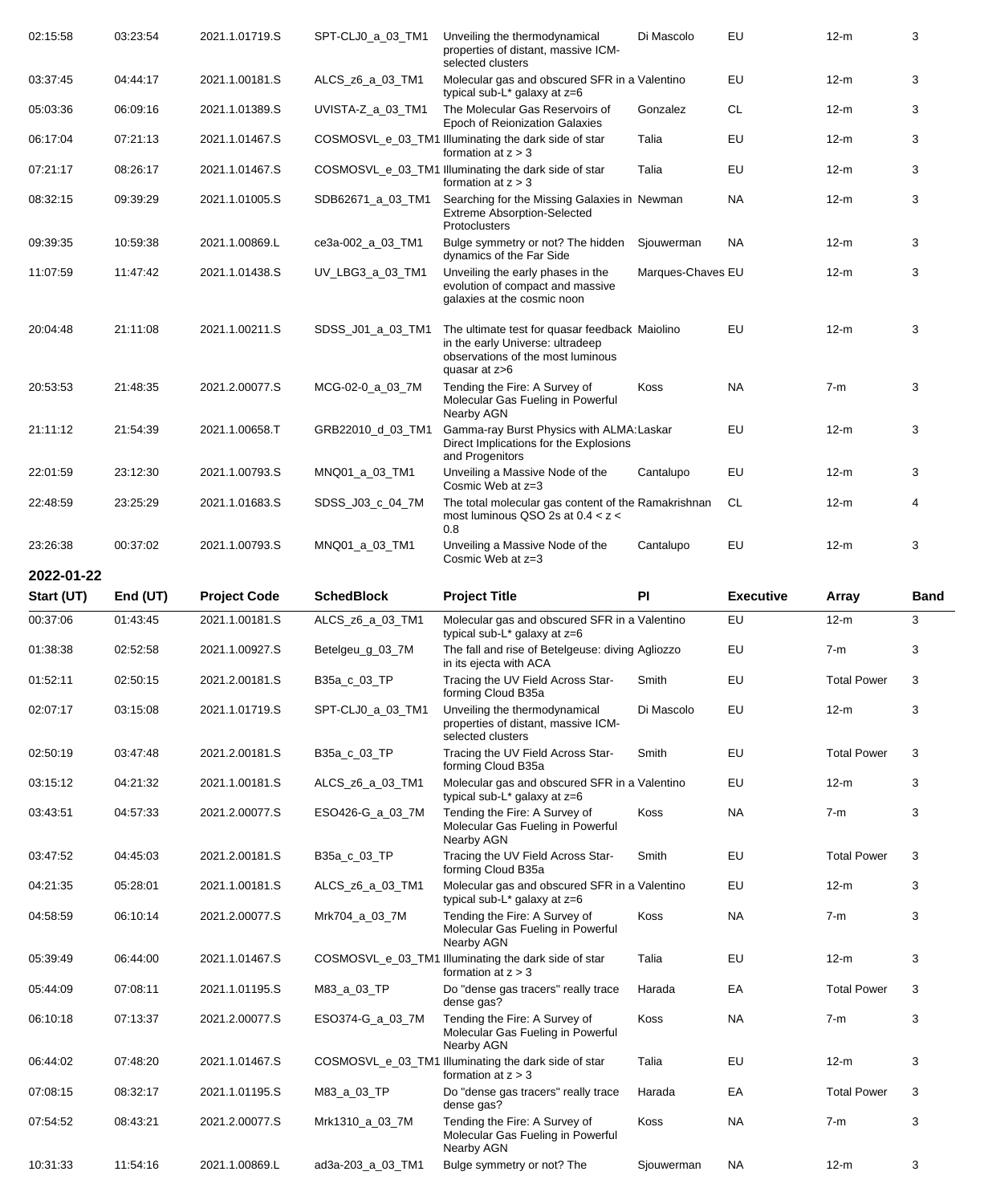| Start (UT) | End (UT) | Project Code | SchedBlock | Project Title | PI | Executive | Array | Band |
|---|---|---|---|---|---|---|---|---|
| 02:15:58 | 03:23:54 | 2021.1.01719.S | SPT-CLJ0_a_03_TM1 | Unveiling the thermodynamical properties of distant, massive ICM-selected clusters | Di Mascolo | EU | 12-m | 3 |
| 03:37:45 | 04:44:17 | 2021.1.00181.S | ALCS_z6_a_03_TM1 | Molecular gas and obscured SFR in a typical sub-L* galaxy at z=6 | Valentino | EU | 12-m | 3 |
| 05:03:36 | 06:09:16 | 2021.1.01389.S | UVISTA-Z_a_03_TM1 | The Molecular Gas Reservoirs of Epoch of Reionization Galaxies | Gonzalez | CL | 12-m | 3 |
| 06:17:04 | 07:21:13 | 2021.1.01467.S | COSMOSVL_e_03_TM1 | Illuminating the dark side of star formation at z > 3 | Talia | EU | 12-m | 3 |
| 07:21:17 | 08:26:17 | 2021.1.01467.S | COSMOSVL_e_03_TM1 | Illuminating the dark side of star formation at z > 3 | Talia | EU | 12-m | 3 |
| 08:32:15 | 09:39:29 | 2021.1.01005.S | SDB62671_a_03_TM1 | Searching for the Missing Galaxies in Extreme Absorption-Selected Protoclusters | Newman | NA | 12-m | 3 |
| 09:39:35 | 10:59:38 | 2021.1.00869.L | ce3a-002_a_03_TM1 | Bulge symmetry or not? The hidden dynamics of the Far Side | Sjouwerman | NA | 12-m | 3 |
| 11:07:59 | 11:47:42 | 2021.1.01438.S | UV_LBG3_a_03_TM1 | Unveiling the early phases in the evolution of compact and massive galaxies at the cosmic noon | Marques-Chaves | EU | 12-m | 3 |
| 20:04:48 | 21:11:08 | 2021.1.00211.S | SDSS_J01_a_03_TM1 | The ultimate test for quasar feedback in the early Universe: ultradeep observations of the most luminous quasar at z>6 | Maiolino | EU | 12-m | 3 |
| 20:53:53 | 21:48:35 | 2021.2.00077.S | MCG-02-0_a_03_7M | Tending the Fire: A Survey of Molecular Gas Fueling in Powerful Nearby AGN | Koss | NA | 7-m | 3 |
| 21:11:12 | 21:54:39 | 2021.1.00658.T | GRB22010_d_03_TM1 | Gamma-ray Burst Physics with ALMA: Direct Implications for the Explosions and Progenitors | Laskar | EU | 12-m | 3 |
| 22:01:59 | 23:12:30 | 2021.1.00793.S | MNQ01_a_03_TM1 | Unveiling a Massive Node of the Cosmic Web at z=3 | Cantalupo | EU | 12-m | 3 |
| 22:48:59 | 23:25:29 | 2021.1.01683.S | SDSS_J03_c_04_7M | The total molecular gas content of the most luminous QSO 2s at 0.4 < z < 0.8 | Ramakrishnan | CL | 12-m | 4 |
| 23:26:38 | 00:37:02 | 2021.1.00793.S | MNQ01_a_03_TM1 | Unveiling a Massive Node of the Cosmic Web at z=3 | Cantalupo | EU | 12-m | 3 |

**2022-01-22**

| Start (UT) | End (UT) | Project Code | SchedBlock | Project Title | PI | Executive | Array | Band |
|---|---|---|---|---|---|---|---|---|
| 00:37:06 | 01:43:45 | 2021.1.00181.S | ALCS_z6_a_03_TM1 | Molecular gas and obscured SFR in a typical sub-L* galaxy at z=6 | Valentino | EU | 12-m | 3 |
| 01:38:38 | 02:52:58 | 2021.1.00927.S | Betelgeu_g_03_7M | The fall and rise of Betelgeuse: diving in its ejecta with ACA | Agliozzo | EU | 7-m | 3 |
| 01:52:11 | 02:50:15 | 2021.2.00181.S | B35a_c_03_TP | Tracing the UV Field Across Star-forming Cloud B35a | Smith | EU | Total Power | 3 |
| 02:07:17 | 03:15:08 | 2021.1.01719.S | SPT-CLJ0_a_03_TM1 | Unveiling the thermodynamical properties of distant, massive ICM-selected clusters | Di Mascolo | EU | 12-m | 3 |
| 02:50:19 | 03:47:48 | 2021.2.00181.S | B35a_c_03_TP | Tracing the UV Field Across Star-forming Cloud B35a | Smith | EU | Total Power | 3 |
| 03:15:12 | 04:21:32 | 2021.1.00181.S | ALCS_z6_a_03_TM1 | Molecular gas and obscured SFR in a typical sub-L* galaxy at z=6 | Valentino | EU | 12-m | 3 |
| 03:43:51 | 04:57:33 | 2021.2.00077.S | ESO426-G_a_03_7M | Tending the Fire: A Survey of Molecular Gas Fueling in Powerful Nearby AGN | Koss | NA | 7-m | 3 |
| 03:47:52 | 04:45:03 | 2021.2.00181.S | B35a_c_03_TP | Tracing the UV Field Across Star-forming Cloud B35a | Smith | EU | Total Power | 3 |
| 04:21:35 | 05:28:01 | 2021.1.00181.S | ALCS_z6_a_03_TM1 | Molecular gas and obscured SFR in a typical sub-L* galaxy at z=6 | Valentino | EU | 12-m | 3 |
| 04:58:59 | 06:10:14 | 2021.2.00077.S | Mrk704_a_03_7M | Tending the Fire: A Survey of Molecular Gas Fueling in Powerful Nearby AGN | Koss | NA | 7-m | 3 |
| 05:39:49 | 06:44:00 | 2021.1.01467.S | COSMOSVL_e_03_TM1 | Illuminating the dark side of star formation at z > 3 | Talia | EU | 12-m | 3 |
| 05:44:09 | 07:08:11 | 2021.1.01195.S | M83_a_03_TP | Do "dense gas tracers" really trace dense gas? | Harada | EA | Total Power | 3 |
| 06:10:18 | 07:13:37 | 2021.2.00077.S | ESO374-G_a_03_7M | Tending the Fire: A Survey of Molecular Gas Fueling in Powerful Nearby AGN | Koss | NA | 7-m | 3 |
| 06:44:02 | 07:48:20 | 2021.1.01467.S | COSMOSVL_e_03_TM1 | Illuminating the dark side of star formation at z > 3 | Talia | EU | 12-m | 3 |
| 07:08:15 | 08:32:17 | 2021.1.01195.S | M83_a_03_TP | Do "dense gas tracers" really trace dense gas? | Harada | EA | Total Power | 3 |
| 07:54:52 | 08:43:21 | 2021.2.00077.S | Mrk1310_a_03_7M | Tending the Fire: A Survey of Molecular Gas Fueling in Powerful Nearby AGN | Koss | NA | 7-m | 3 |
| 10:31:33 | 11:54:16 | 2021.1.00869.L | ad3a-203_a_03_TM1 | Bulge symmetry or not? The | Sjouwerman | NA | 12-m | 3 |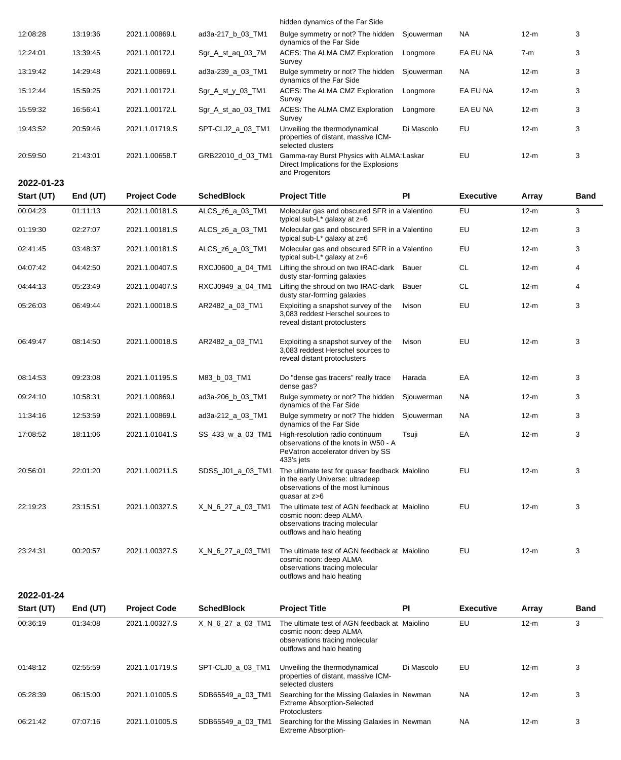| Start (UT) | End (UT) | Project Code | SchedBlock | Project Title | PI | Executive | Array | Band |
|---|---|---|---|---|---|---|---|---|
| | | | | hidden dynamics of the Far Side | | | | |
| 12:08:28 | 13:19:36 | 2021.1.00869.L | ad3a-217_b_03_TM1 | Bulge symmetry or not? The hidden dynamics of the Far Side | Sjouwerman | NA | 12-m | 3 |
| 12:24:01 | 13:39:45 | 2021.1.00172.L | Sgr_A_st_aq_03_7M | ACES: The ALMA CMZ Exploration Survey | Longmore | EA EU NA | 7-m | 3 |
| 13:19:42 | 14:29:48 | 2021.1.00869.L | ad3a-239_a_03_TM1 | Bulge symmetry or not? The hidden dynamics of the Far Side | Sjouwerman | NA | 12-m | 3 |
| 15:12:44 | 15:59:25 | 2021.1.00172.L | Sgr_A_st_y_03_TM1 | ACES: The ALMA CMZ Exploration Survey | Longmore | EA EU NA | 12-m | 3 |
| 15:59:32 | 16:56:41 | 2021.1.00172.L | Sgr_A_st_ao_03_TM1 | ACES: The ALMA CMZ Exploration Survey | Longmore | EA EU NA | 12-m | 3 |
| 19:43:52 | 20:59:46 | 2021.1.01719.S | SPT-CLJ2_a_03_TM1 | Unveiling the thermodynamical properties of distant, massive ICM-selected clusters | Di Mascolo | EU | 12-m | 3 |
| 20:59:50 | 21:43:01 | 2021.1.00658.T | GRB22010_d_03_TM1 | Gamma-ray Burst Physics with ALMA: Direct Implications for the Explosions and Progenitors | Laskar | EU | 12-m | 3 |

## 2022-01-23

| Start (UT) | End (UT) | Project Code | SchedBlock | Project Title | PI | Executive | Array | Band |
|---|---|---|---|---|---|---|---|---|
| 00:04:23 | 01:11:13 | 2021.1.00181.S | ALCS_z6_a_03_TM1 | Molecular gas and obscured SFR in a typical sub-L* galaxy at z=6 | Valentino | EU | 12-m | 3 |
| 01:19:30 | 02:27:07 | 2021.1.00181.S | ALCS_z6_a_03_TM1 | Molecular gas and obscured SFR in a typical sub-L* galaxy at z=6 | Valentino | EU | 12-m | 3 |
| 02:41:45 | 03:48:37 | 2021.1.00181.S | ALCS_z6_a_03_TM1 | Molecular gas and obscured SFR in a typical sub-L* galaxy at z=6 | Valentino | EU | 12-m | 3 |
| 04:07:42 | 04:42:50 | 2021.1.00407.S | RXCJ0600_a_04_TM1 | Lifting the shroud on two IRAC-dark dusty star-forming galaxies | Bauer | CL | 12-m | 4 |
| 04:44:13 | 05:23:49 | 2021.1.00407.S | RXCJ0949_a_04_TM1 | Lifting the shroud on two IRAC-dark dusty star-forming galaxies | Bauer | CL | 12-m | 4 |
| 05:26:03 | 06:49:44 | 2021.1.00018.S | AR2482_a_03_TM1 | Exploiting a snapshot survey of the 3,083 reddest Herschel sources to reveal distant protoclusters | Ivison | EU | 12-m | 3 |
| 06:49:47 | 08:14:50 | 2021.1.00018.S | AR2482_a_03_TM1 | Exploiting a snapshot survey of the 3,083 reddest Herschel sources to reveal distant protoclusters | Ivison | EU | 12-m | 3 |
| 08:14:53 | 09:23:08 | 2021.1.01195.S | M83_b_03_TM1 | Do "dense gas tracers" really trace dense gas? | Harada | EA | 12-m | 3 |
| 09:24:10 | 10:58:31 | 2021.1.00869.L | ad3a-206_b_03_TM1 | Bulge symmetry or not? The hidden dynamics of the Far Side | Sjouwerman | NA | 12-m | 3 |
| 11:34:16 | 12:53:59 | 2021.1.00869.L | ad3a-212_a_03_TM1 | Bulge symmetry or not? The hidden dynamics of the Far Side | Sjouwerman | NA | 12-m | 3 |
| 17:08:52 | 18:11:06 | 2021.1.01041.S | SS_433_w_a_03_TM1 | High-resolution radio continuum observations of the knots in W50 - A PeVatron accelerator driven by SS 433's jets | Tsuji | EA | 12-m | 3 |
| 20:56:01 | 22:01:20 | 2021.1.00211.S | SDSS_J01_a_03_TM1 | The ultimate test for quasar feedback in the early Universe: ultradeep observations of the most luminous quasar at z>6 | Maiolino | EU | 12-m | 3 |
| 22:19:23 | 23:15:51 | 2021.1.00327.S | X_N_6_27_a_03_TM1 | The ultimate test of AGN feedback at cosmic noon: deep ALMA observations tracing molecular outflows and halo heating | Maiolino | EU | 12-m | 3 |
| 23:24:31 | 00:20:57 | 2021.1.00327.S | X_N_6_27_a_03_TM1 | The ultimate test of AGN feedback at cosmic noon: deep ALMA observations tracing molecular outflows and halo heating | Maiolino | EU | 12-m | 3 |

## 2022-01-24

| Start (UT) | End (UT) | Project Code | SchedBlock | Project Title | PI | Executive | Array | Band |
|---|---|---|---|---|---|---|---|---|
| 00:36:19 | 01:34:08 | 2021.1.00327.S | X_N_6_27_a_03_TM1 | The ultimate test of AGN feedback at cosmic noon: deep ALMA observations tracing molecular outflows and halo heating | Maiolino | EU | 12-m | 3 |
| 01:48:12 | 02:55:59 | 2021.1.01719.S | SPT-CLJ0_a_03_TM1 | Unveiling the thermodynamical properties of distant, massive ICM-selected clusters | Di Mascolo | EU | 12-m | 3 |
| 05:28:39 | 06:15:00 | 2021.1.01005.S | SDB65549_a_03_TM1 | Searching for the Missing Galaxies in Extreme Absorption-Selected Protoclusters | Newman | NA | 12-m | 3 |
| 06:21:42 | 07:07:16 | 2021.1.01005.S | SDB65549_a_03_TM1 | Searching for the Missing Galaxies in Extreme Absorption- | Newman | NA | 12-m | 3 |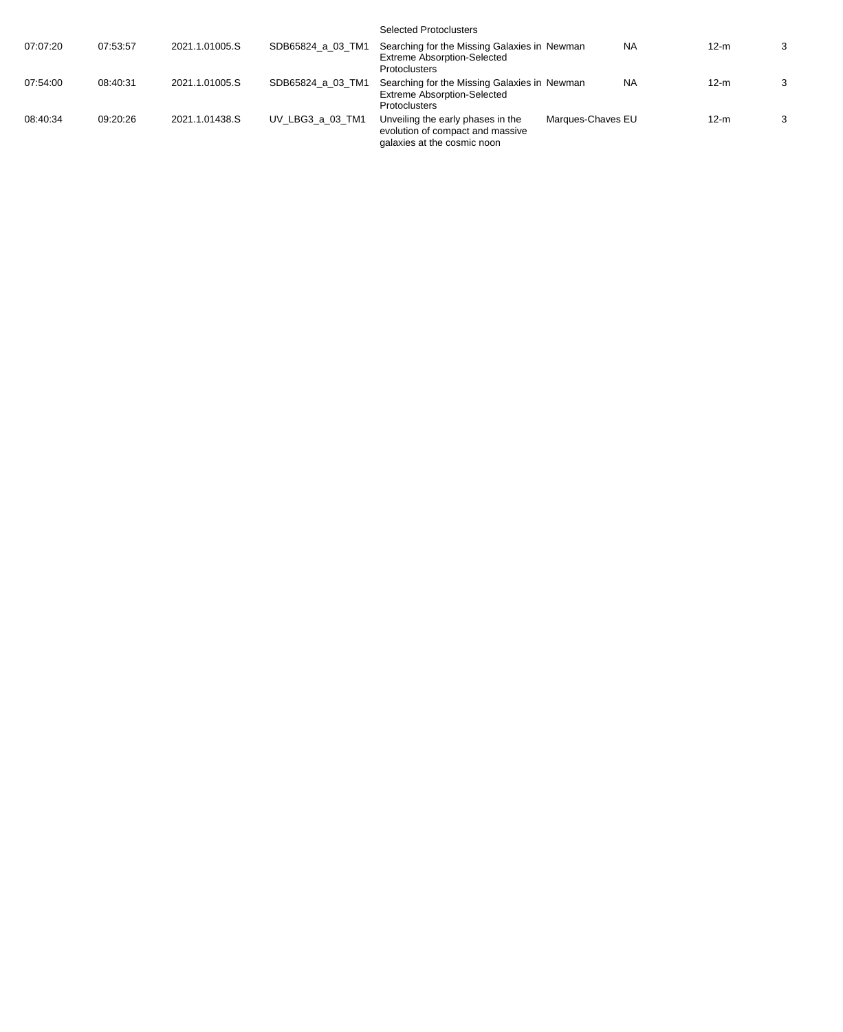| | | | | | | | | |
|---|---|---|---|---|---|---|---|---|
| | | | | Selected Protoclusters | | | | |
| 07:07:20 | 07:53:57 | 2021.1.01005.S | SDB65824_a_03_TM1 | Searching for the Missing Galaxies in Extreme Absorption-Selected Protoclusters | Newman | NA | 12-m | 3 |
| 07:54:00 | 08:40:31 | 2021.1.01005.S | SDB65824_a_03_TM1 | Searching for the Missing Galaxies in Extreme Absorption-Selected Protoclusters | Newman | NA | 12-m | 3 |
| 08:40:34 | 09:20:26 | 2021.1.01438.S | UV_LBG3_a_03_TM1 | Unveiling the early phases in the evolution of compact and massive galaxies at the cosmic noon | Marques-Chaves | EU | 12-m | 3 |